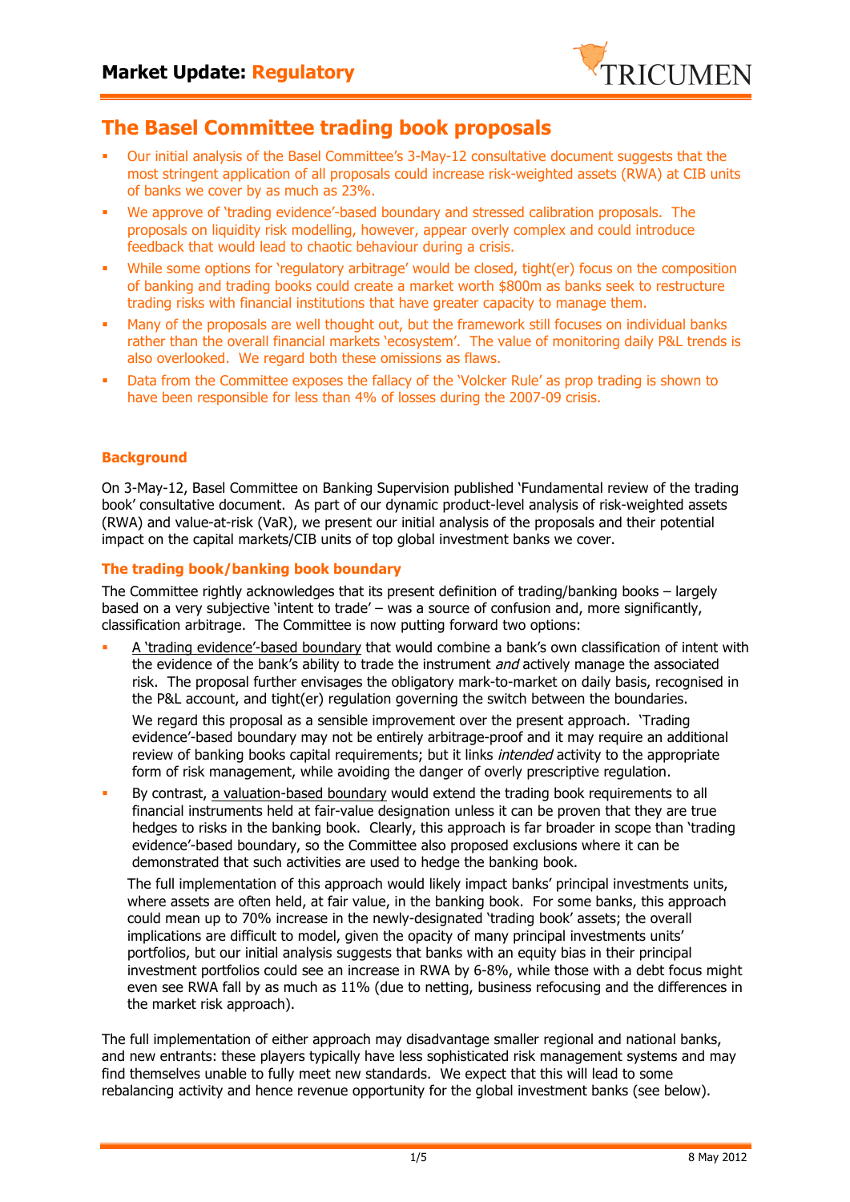## Market Update: Regulatory

# The Basel Committee trading book proposals

- Our initial analysis of the Basel Committee's 3-May-12 consultative document suggests that the most stringent application of all proposals could increase risk-weighted assets (RWA) at CIB units of banks we cover by as much as 23%.
- We approve of 'trading evidence'-based boundary and stressed calibration proposals. The proposals on liquidity risk modelling, however, appear overly complex and could introduce feedback that would lead to chaotic behaviour during a crisis.
- While some options for 'regulatory arbitrage' would be closed, tight(er) focus on the composition of banking and trading books could create a market worth $800m as banks seek to restructure trading risks with financial institutions that have greater capacity to manage them.
- Many of the proposals are well thought out, but the framework still focuses on individual banks rather than the overall financial markets 'ecosystem'. The value of monitoring daily P&L trends is also overlooked. We regard both these omissions as flaws.
- Data from the Committee exposes the fallacy of the 'Volcker Rule' as prop trading is shown to have been responsible for less than 4% of losses during the 2007-09 crisis.

### Background

On 3-May-12, Basel Committee on Banking Supervision published 'Fundamental review of the trading book' consultative document. As part of our dynamic product-level analysis of risk-weighted assets (RWA) and value-at-risk (VaR), we present our initial analysis of the proposals and their potential impact on the capital markets/CIB units of top global investment banks we cover.

### The trading book/banking book boundary

The Committee rightly acknowledges that its present definition of trading/banking books – largely based on a very subjective 'intent to trade' – was a source of confusion and, more significantly, classification arbitrage. The Committee is now putting forward two options:

- A 'trading evidence'-based boundary that would combine a bank's own classification of intent with the evidence of the bank's ability to trade the instrument *and* actively manage the associated risk. The proposal further envisages the obligatory mark-to-market on daily basis, recognised in the P&L account, and tight(er) regulation governing the switch between the boundaries.

  We regard this proposal as a sensible improvement over the present approach. 'Trading evidence'-based boundary may not be entirely arbitrage-proof and it may require an additional review of banking books capital requirements; but it links *intended* activity to the appropriate form of risk management, while avoiding the danger of overly prescriptive regulation.

- By contrast, a valuation-based boundary would extend the trading book requirements to all financial instruments held at fair-value designation unless it can be proven that they are true hedges to risks in the banking book. Clearly, this approach is far broader in scope than 'trading evidence'-based boundary, so the Committee also proposed exclusions where it can be demonstrated that such activities are used to hedge the banking book.

  The full implementation of this approach would likely impact banks' principal investments units, where assets are often held, at fair value, in the banking book. For some banks, this approach could mean up to 70% increase in the newly-designated 'trading book' assets; the overall implications are difficult to model, given the opacity of many principal investments units' portfolios, but our initial analysis suggests that banks with an equity bias in their principal investment portfolios could see an increase in RWA by 6-8%, while those with a debt focus might even see RWA fall by as much as 11% (due to netting, business refocusing and the differences in the market risk approach).

The full implementation of either approach may disadvantage smaller regional and national banks, and new entrants: these players typically have less sophisticated risk management systems and may find themselves unable to fully meet new standards. We expect that this will lead to some rebalancing activity and hence revenue opportunity for the global investment banks (see below).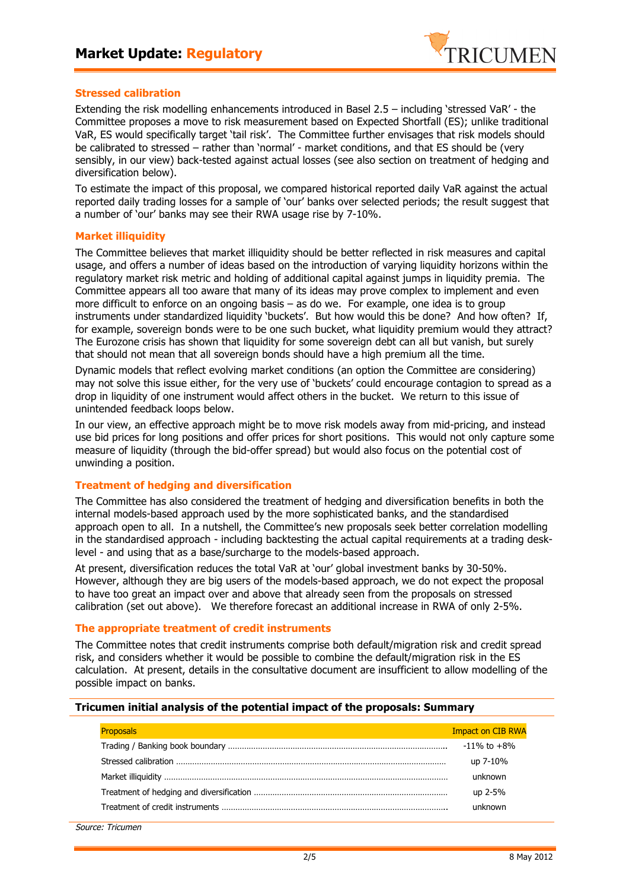### Stressed calibration

Extending the risk modelling enhancements introduced in Basel 2.5 – including 'stressed VaR' - the Committee proposes a move to risk measurement based on Expected Shortfall (ES); unlike traditional VaR, ES would specifically target 'tail risk'. The Committee further envisages that risk models should be calibrated to stressed – rather than 'normal' - market conditions, and that ES should be (very sensibly, in our view) back-tested against actual losses (see also section on treatment of hedging and diversification below).

To estimate the impact of this proposal, we compared historical reported daily VaR against the actual reported daily trading losses for a sample of 'our' banks over selected periods; the result suggest that a number of 'our' banks may see their RWA usage rise by 7-10%.

### Market illiquidity

The Committee believes that market illiquidity should be better reflected in risk measures and capital usage, and offers a number of ideas based on the introduction of varying liquidity horizons within the regulatory market risk metric and holding of additional capital against jumps in liquidity premia. The Committee appears all too aware that many of its ideas may prove complex to implement and even more difficult to enforce on an ongoing basis – as do we. For example, one idea is to group instruments under standardized liquidity 'buckets'. But how would this be done? And how often? If, for example, sovereign bonds were to be one such bucket, what liquidity premium would they attract? The Eurozone crisis has shown that liquidity for some sovereign debt can all but vanish, but surely that should not mean that all sovereign bonds should have a high premium all the time.

Dynamic models that reflect evolving market conditions (an option the Committee are considering) may not solve this issue either, for the very use of 'buckets' could encourage contagion to spread as a drop in liquidity of one instrument would affect others in the bucket. We return to this issue of unintended feedback loops below.

In our view, an effective approach might be to move risk models away from mid-pricing, and instead use bid prices for long positions and offer prices for short positions. This would not only capture some measure of liquidity (through the bid-offer spread) but would also focus on the potential cost of unwinding a position.

### Treatment of hedging and diversification

The Committee has also considered the treatment of hedging and diversification benefits in both the internal models-based approach used by the more sophisticated banks, and the standardised approach open to all. In a nutshell, the Committee's new proposals seek better correlation modelling in the standardised approach - including backtesting the actual capital requirements at a trading desk-level - and using that as a base/surcharge to the models-based approach.

At present, diversification reduces the total VaR at 'our' global investment banks by 30-50%. However, although they are big users of the models-based approach, we do not expect the proposal to have too great an impact over and above that already seen from the proposals on stressed calibration (set out above). We therefore forecast an additional increase in RWA of only 2-5%.

### The appropriate treatment of credit instruments

The Committee notes that credit instruments comprise both default/migration risk and credit spread risk, and considers whether it would be possible to combine the default/migration risk in the ES calculation. At present, details in the consultative document are insufficient to allow modelling of the possible impact on banks.

**Tricumen initial analysis of the potential impact of the proposals: Summary**

| Proposals | Impact on CIB RWA |
|---|---|
| Trading / Banking book boundary | -11% to +8% |
| Stressed calibration | up 7-10% |
| Market illiquidity | unknown |
| Treatment of hedging and diversification | up 2-5% |
| Treatment of credit instruments | unknown |

*Source: Tricumen*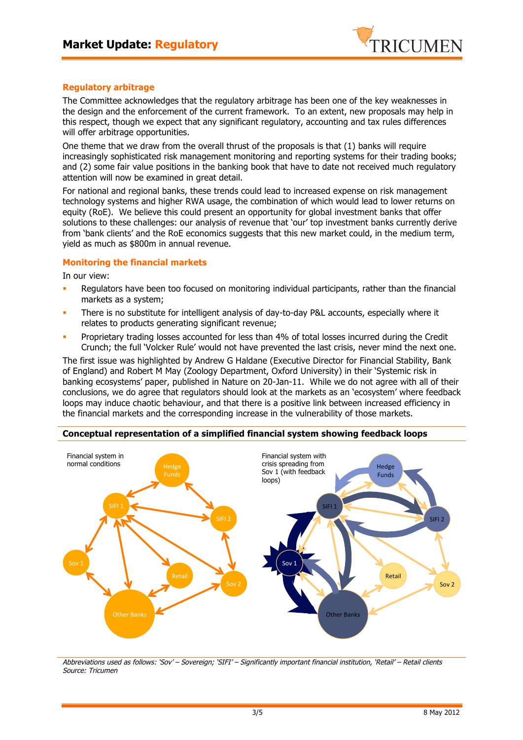## Regulatory arbitrage

The Committee acknowledges that the regulatory arbitrage has been one of the key weaknesses in the design and the enforcement of the current framework. To an extent, new proposals may help in this respect, though we expect that any significant regulatory, accounting and tax rules differences will offer arbitrage opportunities.

One theme that we draw from the overall thrust of the proposals is that (1) banks will require increasingly sophisticated risk management monitoring and reporting systems for their trading books; and (2) some fair value positions in the banking book that have to date not received much regulatory attention will now be examined in great detail.

For national and regional banks, these trends could lead to increased expense on risk management technology systems and higher RWA usage, the combination of which would lead to lower returns on equity (RoE). We believe this could present an opportunity for global investment banks that offer solutions to these challenges: our analysis of revenue that 'our' top investment banks currently derive from 'bank clients' and the RoE economics suggests that this new market could, in the medium term, yield as much as $800m in annual revenue.

## Monitoring the financial markets

In our view:

- Regulators have been too focused on monitoring individual participants, rather than the financial markets as a system;
- There is no substitute for intelligent analysis of day-to-day P&L accounts, especially where it relates to products generating significant revenue;
- Proprietary trading losses accounted for less than 4% of total losses incurred during the Credit Crunch; the full 'Volcker Rule' would not have prevented the last crisis, never mind the next one.

The first issue was highlighted by Andrew G Haldane (Executive Director for Financial Stability, Bank of England) and Robert M May (Zoology Department, Oxford University) in their 'Systemic risk in banking ecosystems' paper, published in Nature on 20-Jan-11. While we do not agree with all of their conclusions, we do agree that regulators should look at the markets as an 'ecosystem' where feedback loops may induce chaotic behaviour, and that there is a positive link between increased efficiency in the financial markets and the corresponding increase in the vulnerability of those markets.

**Conceptual representation of a simplified financial system showing feedback loops**

Financial system in normal conditions | Financial system with crisis spreading from Sov 1 (with feedback loops)

*Abbreviations used as follows: 'Sov' – Sovereign; 'SIFI' – Significantly important financial institution, 'Retail' – Retail clients*
*Source: Tricumen*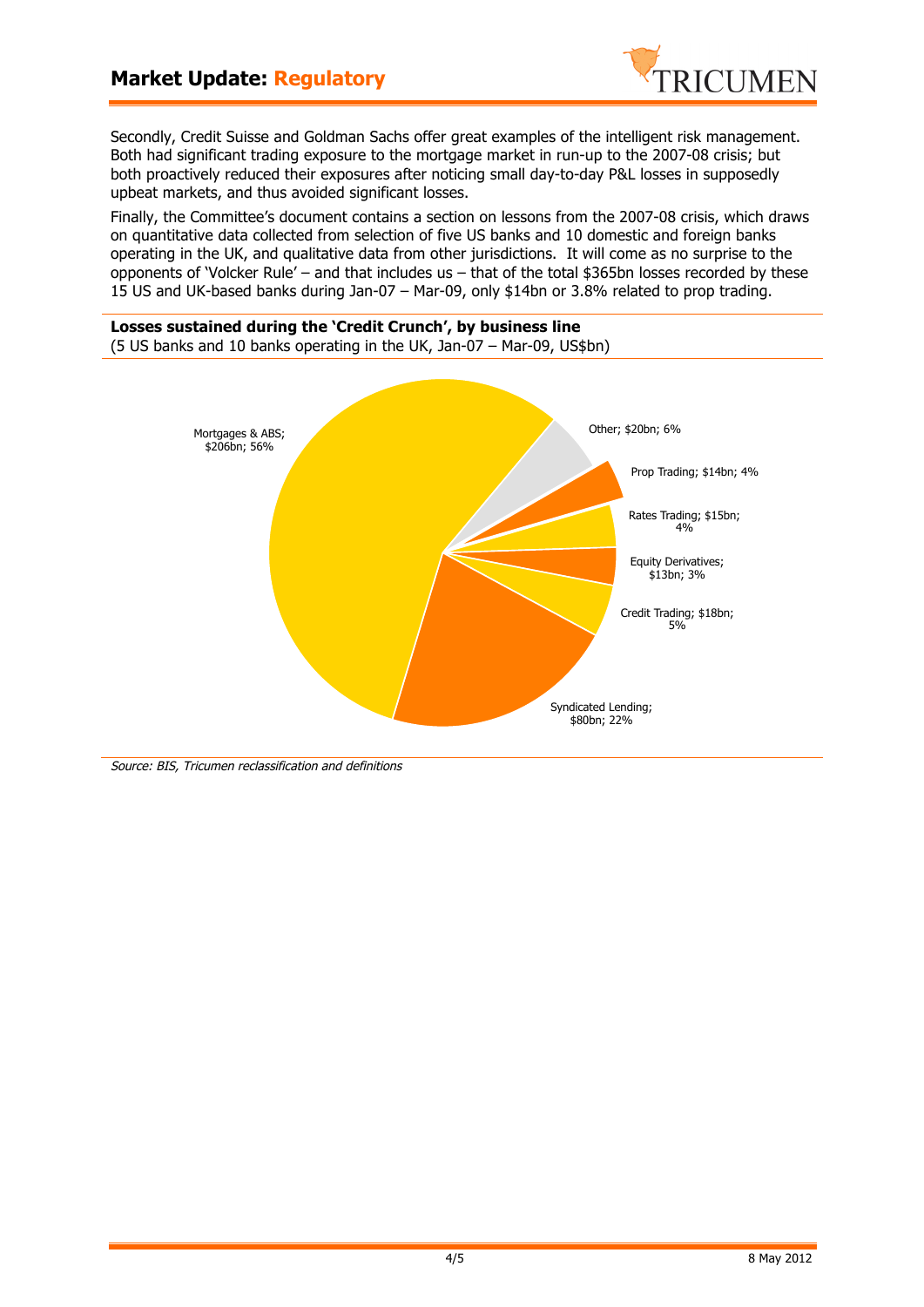Secondly, Credit Suisse and Goldman Sachs offer great examples of the intelligent risk management. Both had significant trading exposure to the mortgage market in run-up to the 2007-08 crisis; but both proactively reduced their exposures after noticing small day-to-day P&L losses in supposedly upbeat markets, and thus avoided significant losses.

Finally, the Committee's document contains a section on lessons from the 2007-08 crisis, which draws on quantitative data collected from selection of five US banks and 10 domestic and foreign banks operating in the UK, and qualitative data from other jurisdictions. It will come as no surprise to the opponents of 'Volcker Rule' – and that includes us – that of the total $365bn losses recorded by these 15 US and UK-based banks during Jan-07 – Mar-09, only $14bn or 3.8% related to prop trading.

**Losses sustained during the 'Credit Crunch', by business line**
(5 US banks and 10 banks operating in the UK, Jan-07 – Mar-09, US$bn)

| Business line | US$bn | Share |
|---|---|---|
| Mortgages & ABS | $206bn | 56% |
| Other | $20bn | 6% |
| Prop Trading | $14bn | 4% |
| Rates Trading | $15bn | 4% |
| Equity Derivatives | $13bn | 3% |
| Credit Trading | $18bn | 5% |
| Syndicated Lending | $80bn | 22% |

*Source: BIS, Tricumen reclassification and definitions*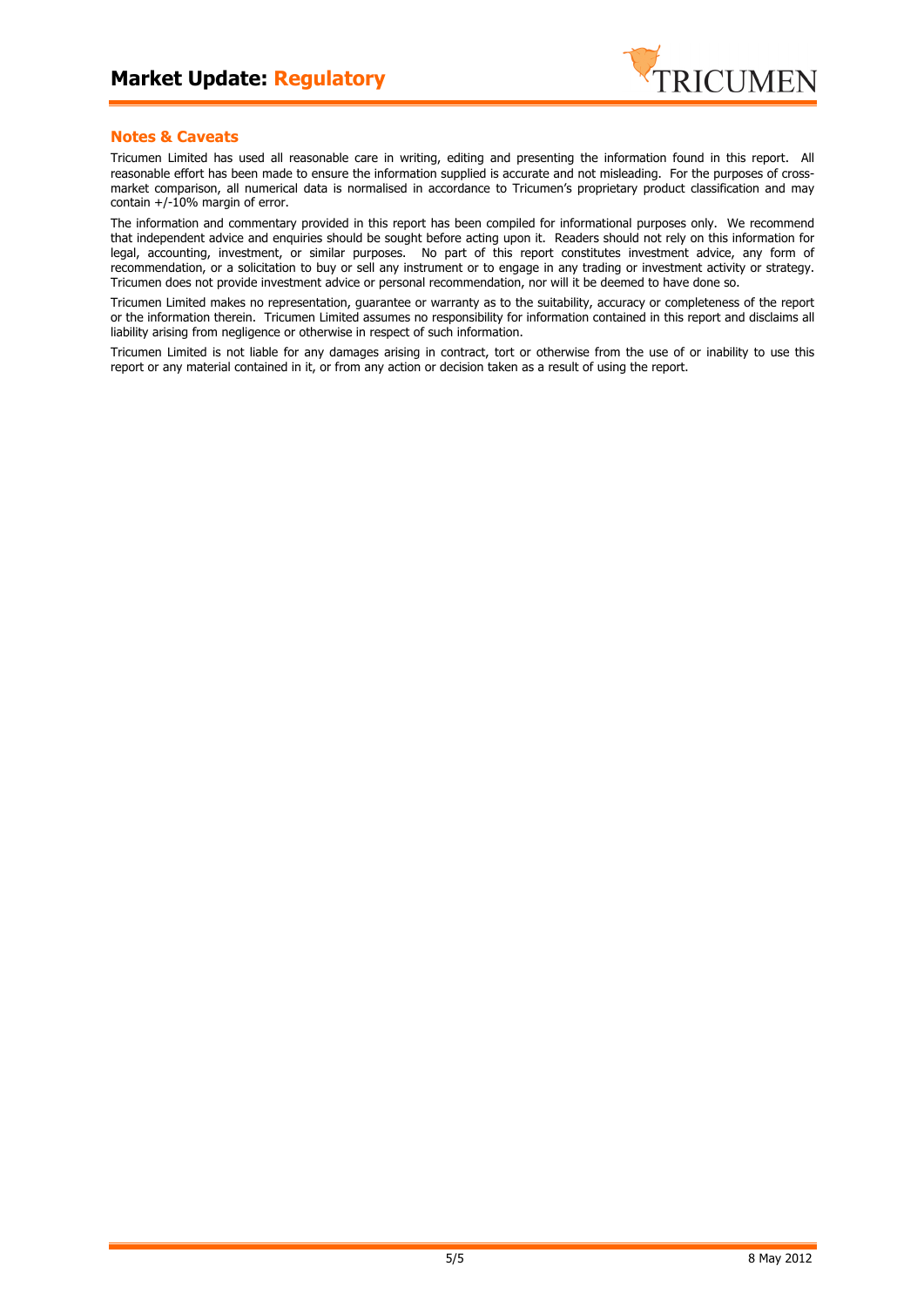## Notes & Caveats

Tricumen Limited has used all reasonable care in writing, editing and presenting the information found in this report. All reasonable effort has been made to ensure the information supplied is accurate and not misleading. For the purposes of cross-market comparison, all numerical data is normalised in accordance to Tricumen's proprietary product classification and may contain +/-10% margin of error.

The information and commentary provided in this report has been compiled for informational purposes only. We recommend that independent advice and enquiries should be sought before acting upon it. Readers should not rely on this information for legal, accounting, investment, or similar purposes. No part of this report constitutes investment advice, any form of recommendation, or a solicitation to buy or sell any instrument or to engage in any trading or investment activity or strategy. Tricumen does not provide investment advice or personal recommendation, nor will it be deemed to have done so.

Tricumen Limited makes no representation, guarantee or warranty as to the suitability, accuracy or completeness of the report or the information therein. Tricumen Limited assumes no responsibility for information contained in this report and disclaims all liability arising from negligence or otherwise in respect of such information.

Tricumen Limited is not liable for any damages arising in contract, tort or otherwise from the use of or inability to use this report or any material contained in it, or from any action or decision taken as a result of using the report.